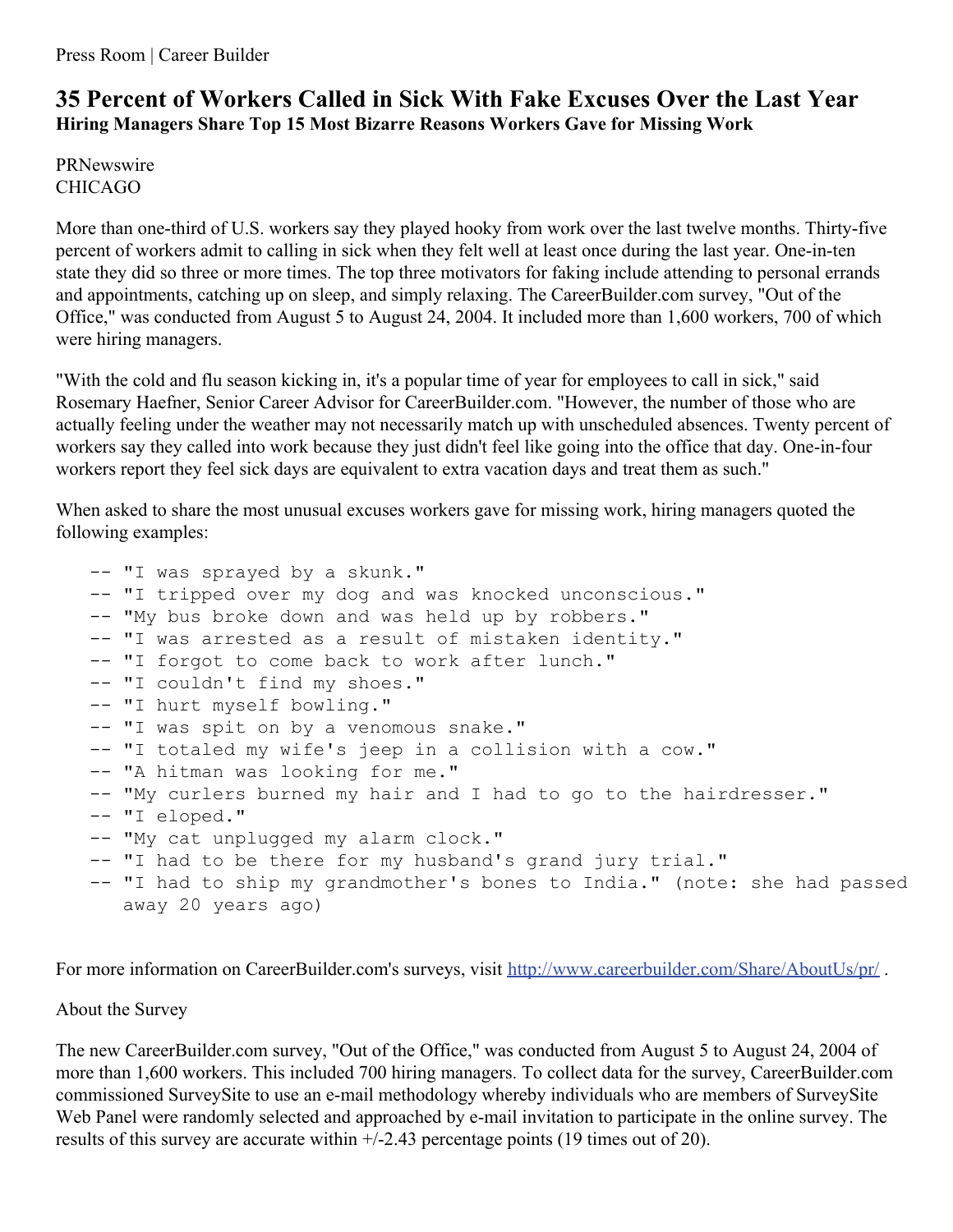Press Room | Career Builder

# 35 Percent of Workers Called in Sick With Fake Excuses Over the Last Year

## Hiring Managers Share Top 15 Most Bizarre Reasons Workers Gave for Missing Work

PRNewswire
CHICAGO

More than one-third of U.S. workers say they played hooky from work over the last twelve months. Thirty-five percent of workers admit to calling in sick when they felt well at least once during the last year. One-in-ten state they did so three or more times. The top three motivators for faking include attending to personal errands and appointments, catching up on sleep, and simply relaxing. The CareerBuilder.com survey, "Out of the Office," was conducted from August 5 to August 24, 2004. It included more than 1,600 workers, 700 of which were hiring managers.

"With the cold and flu season kicking in, it's a popular time of year for employees to call in sick," said Rosemary Haefner, Senior Career Advisor for CareerBuilder.com. "However, the number of those who are actually feeling under the weather may not necessarily match up with unscheduled absences. Twenty percent of workers say they called into work because they just didn't feel like going into the office that day. One-in-four workers report they feel sick days are equivalent to extra vacation days and treat them as such."

When asked to share the most unusual excuses workers gave for missing work, hiring managers quoted the following examples:

```
-- "I was sprayed by a skunk."
-- "I tripped over my dog and was knocked unconscious."
-- "My bus broke down and was held up by robbers."
-- "I was arrested as a result of mistaken identity."
-- "I forgot to come back to work after lunch."
-- "I couldn't find my shoes."
-- "I hurt myself bowling."
-- "I was spit on by a venomous snake."
-- "I totaled my wife's jeep in a collision with a cow."
-- "A hitman was looking for me."
-- "My curlers burned my hair and I had to go to the hairdresser."
-- "I eloped."
-- "My cat unplugged my alarm clock."
-- "I had to be there for my husband's grand jury trial."
-- "I had to ship my grandmother's bones to India." (note: she had passed
   away 20 years ago)
```

For more information on CareerBuilder.com's surveys, visit http://www.careerbuilder.com/Share/AboutUs/pr/ .

About the Survey

The new CareerBuilder.com survey, "Out of the Office," was conducted from August 5 to August 24, 2004 of more than 1,600 workers. This included 700 hiring managers. To collect data for the survey, CareerBuilder.com commissioned SurveySite to use an e-mail methodology whereby individuals who are members of SurveySite Web Panel were randomly selected and approached by e-mail invitation to participate in the online survey. The results of this survey are accurate within +/-2.43 percentage points (19 times out of 20).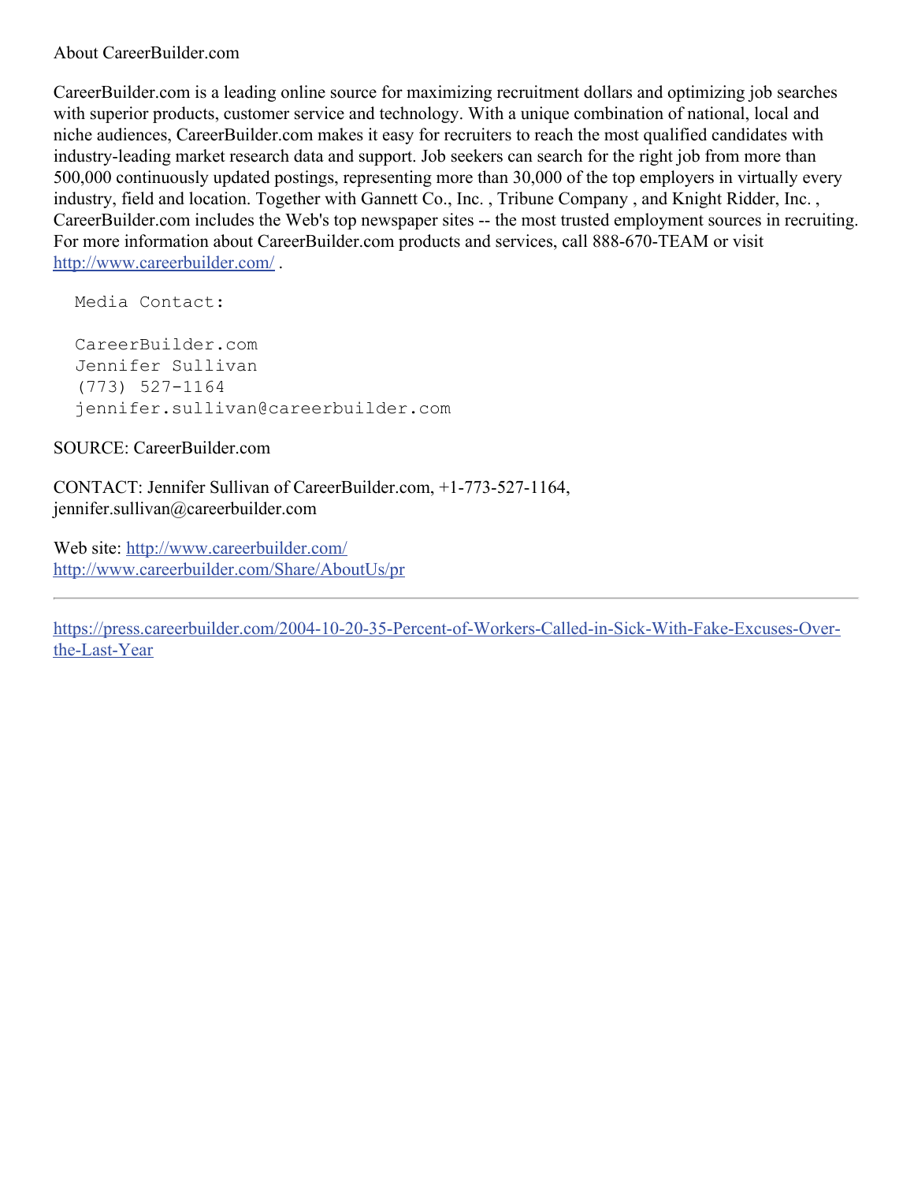About CareerBuilder.com

CareerBuilder.com is a leading online source for maximizing recruitment dollars and optimizing job searches with superior products, customer service and technology. With a unique combination of national, local and niche audiences, CareerBuilder.com makes it easy for recruiters to reach the most qualified candidates with industry-leading market research data and support. Job seekers can search for the right job from more than 500,000 continuously updated postings, representing more than 30,000 of the top employers in virtually every industry, field and location. Together with Gannett Co., Inc. , Tribune Company , and Knight Ridder, Inc. , CareerBuilder.com includes the Web's top newspaper sites -- the most trusted employment sources in recruiting. For more information about CareerBuilder.com products and services, call 888-670-TEAM or visit [http://www.careerbuilder.com/](http://www.careerbuilder.com/) .

```
Media Contact:

CareerBuilder.com
Jennifer Sullivan
(773) 527-1164
jennifer.sullivan@careerbuilder.com
```

SOURCE: CareerBuilder.com

CONTACT: Jennifer Sullivan of CareerBuilder.com, +1-773-527-1164, jennifer.sullivan@careerbuilder.com

Web site: [http://www.careerbuilder.com/](http://www.careerbuilder.com/)
[http://www.careerbuilder.com/Share/AboutUs/pr](http://www.careerbuilder.com/Share/AboutUs/pr)

---

[https://press.careerbuilder.com/2004-10-20-35-Percent-of-Workers-Called-in-Sick-With-Fake-Excuses-Over-the-Last-Year](https://press.careerbuilder.com/2004-10-20-35-Percent-of-Workers-Called-in-Sick-With-Fake-Excuses-Over-the-Last-Year)